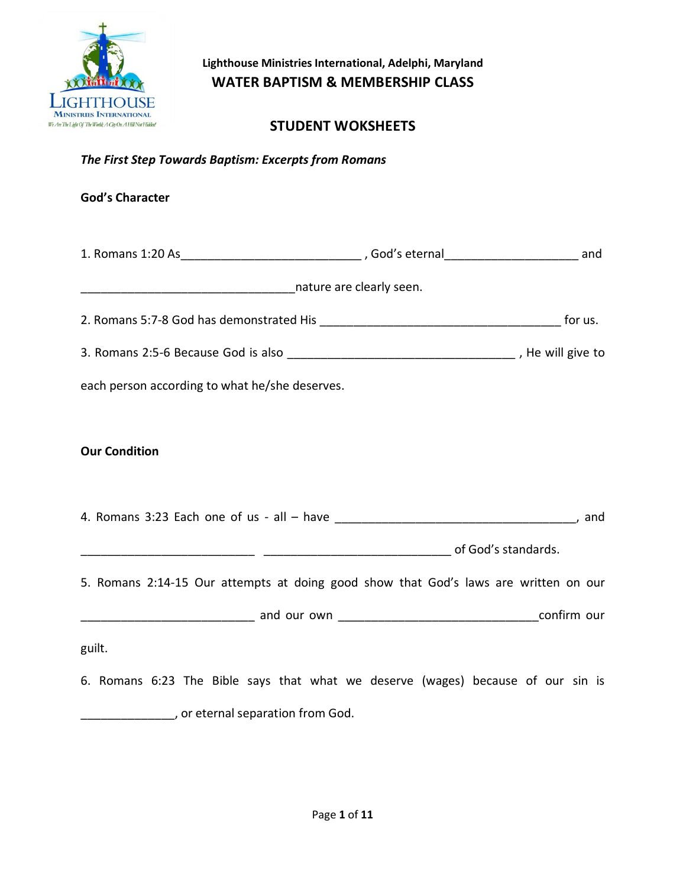Lighthouse Ministries International, Adelphi, Maryland

# WATER BAPTISM & MEMBERSHIP CLASS

## STUDENT WOKSHEETS

***The First Step Towards Baptism: Excerpts from Romans***

**God's Character**

1. Romans 1:20 As___________________________ , God's eternal____________________ and ________________________________nature are clearly seen.

2. Romans 5:7-8 God has demonstrated His ____________________________________ for us.

3. Romans 2:5-6 Because God is also __________________________________ , He will give to each person according to what he/she deserves.

**Our Condition**

4. Romans 3:23 Each one of us - all – have ____________________________________, and __________________________ ____________________________ of God's standards.

5. Romans 2:14-15 Our attempts at doing good show that God's laws are written on our __________________________ and our own ______________________________confirm our guilt.

6. Romans 6:23 The Bible says that what we deserve (wages) because of our sin is ______________, or eternal separation from God.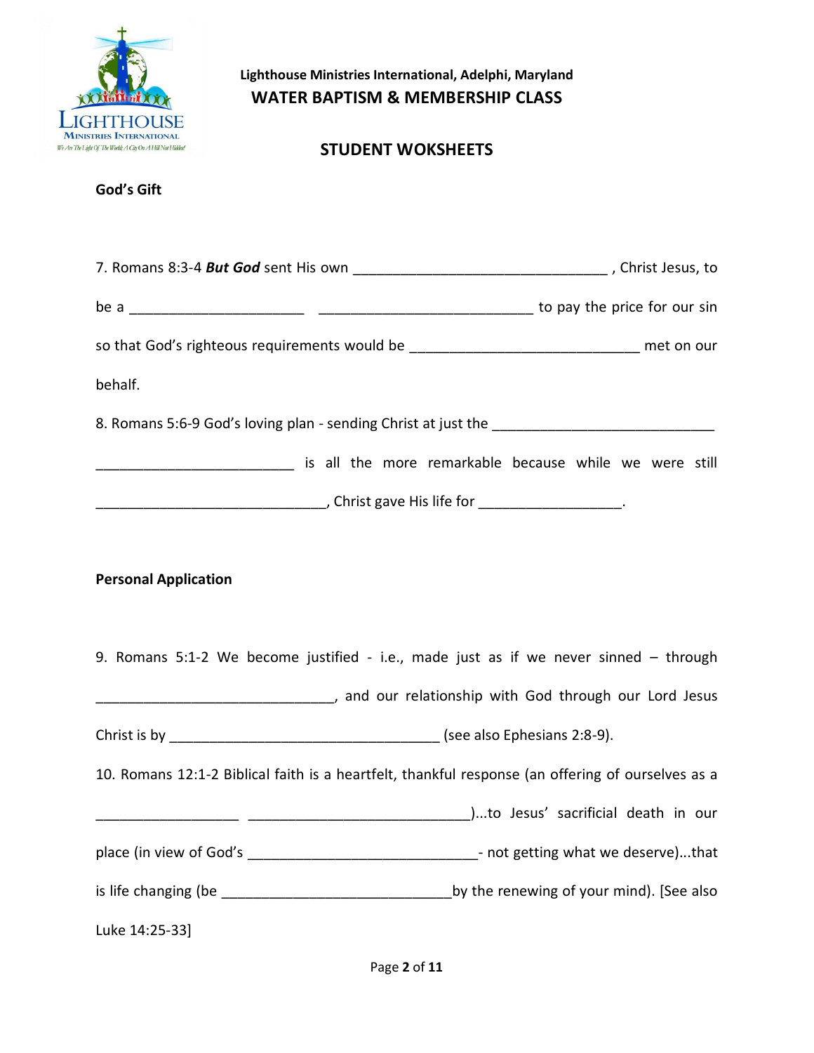Lighthouse Ministries International, Adelphi, Maryland

**WATER BAPTISM & MEMBERSHIP CLASS**

## STUDENT WOKSHEETS

### God's Gift

7. Romans 8:3-4 ***But God*** sent His own ________________________________ , Christ Jesus, to be a ______________________ ___________________________ to pay the price for our sin so that God's righteous requirements would be _____________________________ met on our behalf.

8. Romans 5:6-9 God's loving plan - sending Christ at just the ____________________________ _________________________ is all the more remarkable because while we were still ______________________________, Christ gave His life for __________________.

### Personal Application

9. Romans 5:1-2 We become justified - i.e., made just as if we never sinned – through ______________________________, and our relationship with God through our Lord Jesus Christ is by __________________________________ (see also Ephesians 2:8-9).

10. Romans 12:1-2 Biblical faith is a heartfelt, thankful response (an offering of ourselves as a __________________ ____________________________)...to Jesus' sacrificial death in our place (in view of God's _____________________________- not getting what we deserve)...that is life changing (be _____________________________by the renewing of your mind). [See also Luke 14:25-33]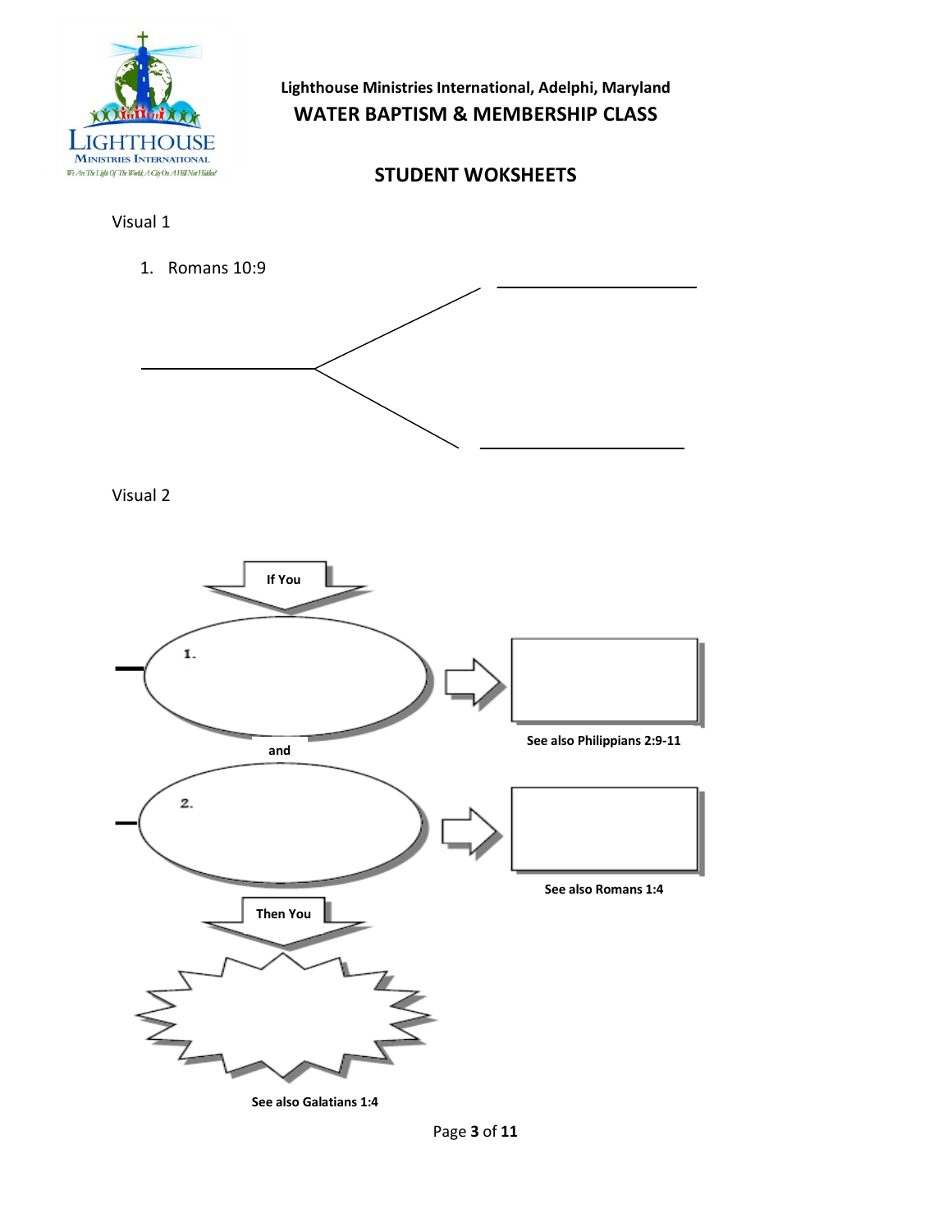Lighthouse Ministries International, Adelphi, Maryland

## WATER BAPTISM & MEMBERSHIP CLASS

## STUDENT WOKSHEETS

Visual 1

1. Romans 10:9

Visual 2

If You

1.

and

2.

See also Philippians 2:9-11

See also Romans 1:4

Then You

See also Galatians 1:4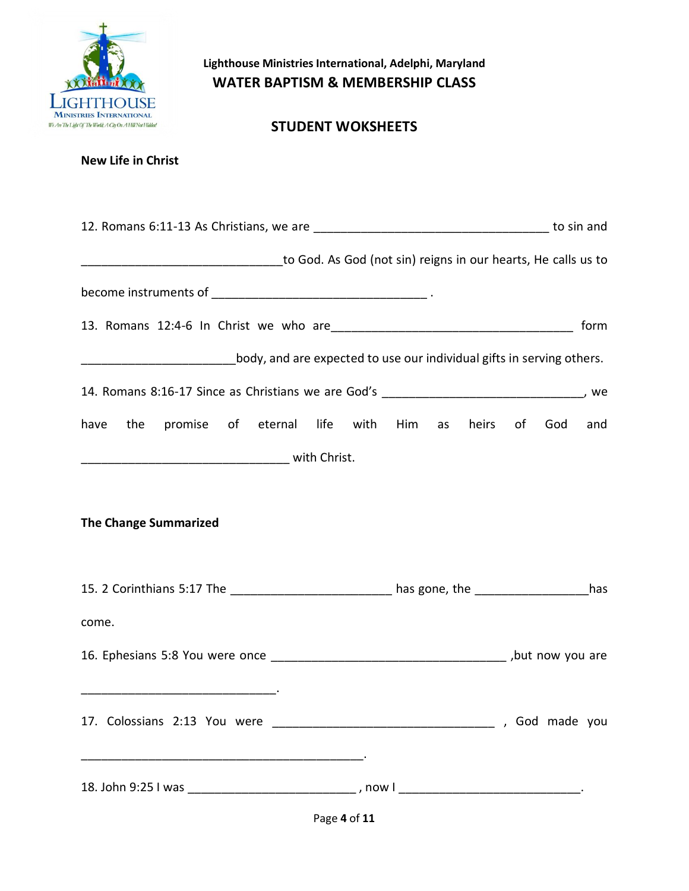**Lighthouse Ministries International, Adelphi, Maryland**
**WATER BAPTISM & MEMBERSHIP CLASS**

## STUDENT WOKSHEETS

**New Life in Christ**

12. Romans 6:11-13 As Christians, we are ___________________________________ to sin and ______________________________to God. As God (not sin) reigns in our hearts, He calls us to become instruments of ________________________________ .

13. Romans 12:4-6 In Christ we who are___________________________________ form ______________________body, and are expected to use our individual gifts in serving others.

14. Romans 8:16-17 Since as Christians we are God's ______________________________, we have the promise of eternal life with Him as heirs of God and _______________________________ with Christ.

**The Change Summarized**

15. 2 Corinthians 5:17 The ________________________ has gone, the _________________has come.

16. Ephesians 5:8 You were once ___________________________________ ,but now you are _____________________________.

17. Colossians 2:13 You were _________________________________ , God made you ____________________________________________.

18. John 9:25 I was _________________________ , now I ___________________________.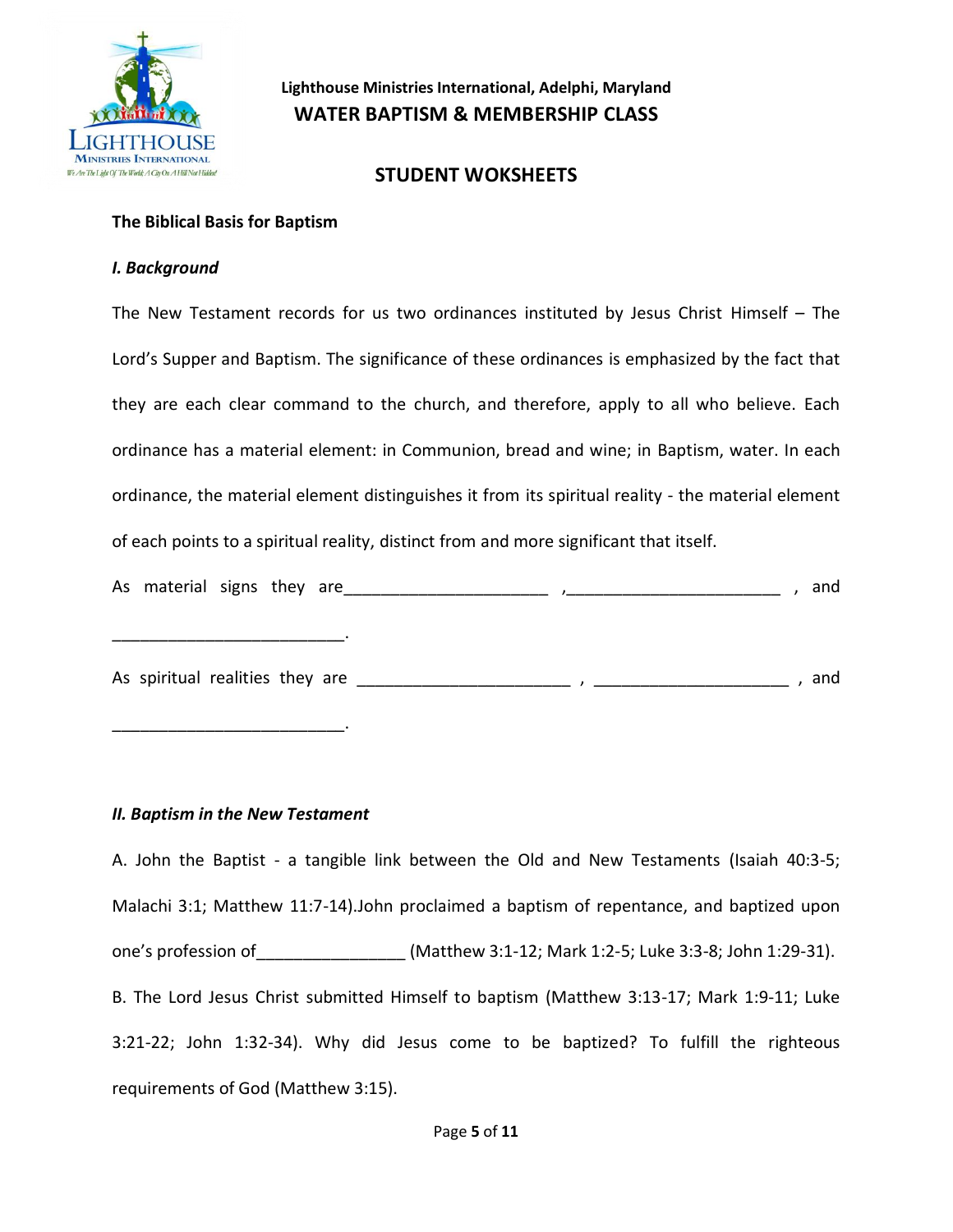**Lighthouse Ministries International, Adelphi, Maryland**

## WATER BAPTISM & MEMBERSHIP CLASS

## STUDENT WOKSHEETS

**The Biblical Basis for Baptism**

***I. Background***

The New Testament records for us two ordinances instituted by Jesus Christ Himself – The Lord's Supper and Baptism. The significance of these ordinances is emphasized by the fact that they are each clear command to the church, and therefore, apply to all who believe. Each ordinance has a material element: in Communion, bread and wine; in Baptism, water. In each ordinance, the material element distinguishes it from its spiritual reality - the material element of each points to a spiritual reality, distinct from and more significant that itself.

As material signs they are______________________ ,_______________________ , and _________________________.

As spiritual realities they are _______________________ , _____________________ , and _________________________.

***II. Baptism in the New Testament***

A. John the Baptist - a tangible link between the Old and New Testaments (Isaiah 40:3-5; Malachi 3:1; Matthew 11:7-14).John proclaimed a baptism of repentance, and baptized upon one's profession of________________ (Matthew 3:1-12; Mark 1:2-5; Luke 3:3-8; John 1:29-31).

B. The Lord Jesus Christ submitted Himself to baptism (Matthew 3:13-17; Mark 1:9-11; Luke 3:21-22; John 1:32-34). Why did Jesus come to be baptized? To fulfill the righteous requirements of God (Matthew 3:15).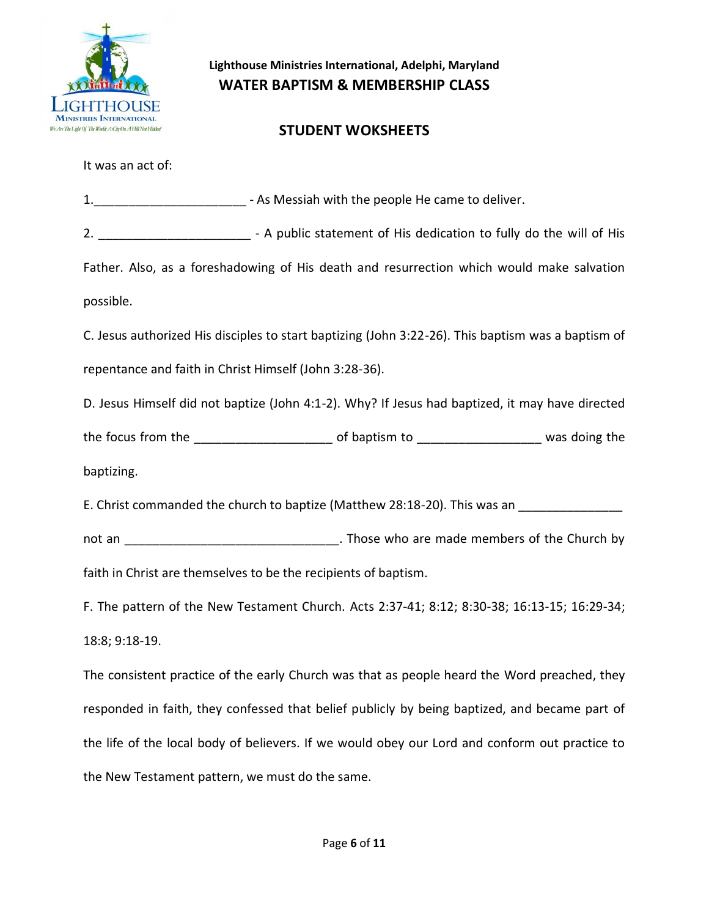It was an act of:

1.______________________ - As Messiah with the people He came to deliver.

2. ______________________ - A public statement of His dedication to fully do the will of His Father. Also, as a foreshadowing of His death and resurrection which would make salvation possible.

C. Jesus authorized His disciples to start baptizing (John 3:22-26). This baptism was a baptism of repentance and faith in Christ Himself (John 3:28-36).

D. Jesus Himself did not baptize (John 4:1-2). Why? If Jesus had baptized, it may have directed the focus from the ___________________ of baptism to _________________ was doing the baptizing.

E. Christ commanded the church to baptize (Matthew 28:18-20). This was an ______________ not an ______________________________. Those who are made members of the Church by faith in Christ are themselves to be the recipients of baptism.

F. The pattern of the New Testament Church. Acts 2:37-41; 8:12; 8:30-38; 16:13-15; 16:29-34; 18:8; 9:18-19.

The consistent practice of the early Church was that as people heard the Word preached, they responded in faith, they confessed that belief publicly by being baptized, and became part of the life of the local body of believers. If we would obey our Lord and conform out practice to the New Testament pattern, we must do the same.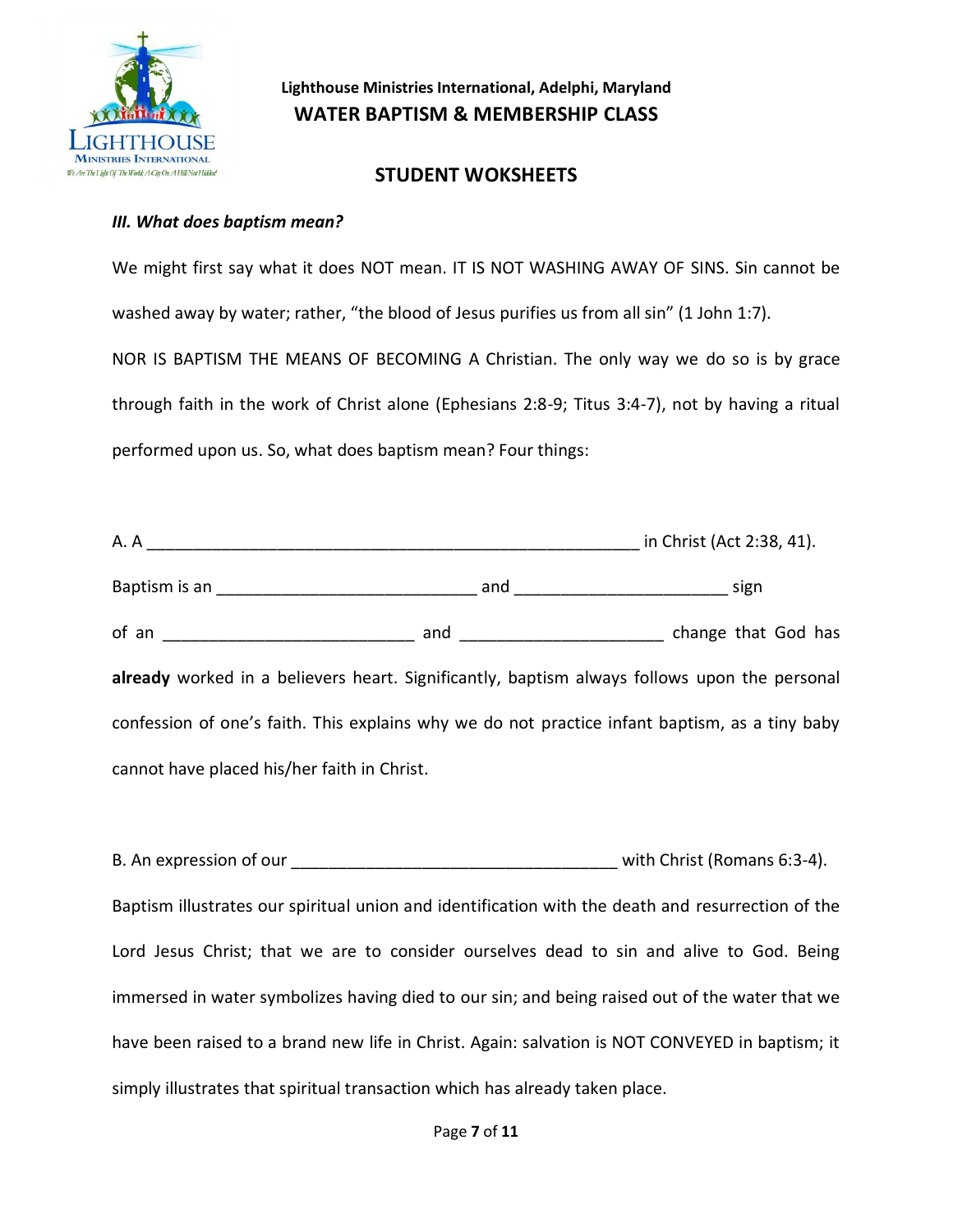**Lighthouse Ministries International, Adelphi, Maryland**
**WATER BAPTISM & MEMBERSHIP CLASS**

## STUDENT WOKSHEETS

***III. What does baptism mean?***

We might first say what it does NOT mean. IT IS NOT WASHING AWAY OF SINS. Sin cannot be washed away by water; rather, "the blood of Jesus purifies us from all sin" (1 John 1:7).

NOR IS BAPTISM THE MEANS OF BECOMING A Christian. The only way we do so is by grace through faith in the work of Christ alone (Ephesians 2:8-9; Titus 3:4-7), not by having a ritual performed upon us. So, what does baptism mean? Four things:

A. A ________________________________________________________ in Christ (Act 2:38, 41).

Baptism is an _____________________________ and _______________________ sign of an ___________________________ and ______________________ change that God has **already** worked in a believers heart. Significantly, baptism always follows upon the personal confession of one's faith. This explains why we do not practice infant baptism, as a tiny baby cannot have placed his/her faith in Christ.

B. An expression of our ____________________________________ with Christ (Romans 6:3-4).

Baptism illustrates our spiritual union and identification with the death and resurrection of the Lord Jesus Christ; that we are to consider ourselves dead to sin and alive to God. Being immersed in water symbolizes having died to our sin; and being raised out of the water that we have been raised to a brand new life in Christ. Again: salvation is NOT CONVEYED in baptism; it simply illustrates that spiritual transaction which has already taken place.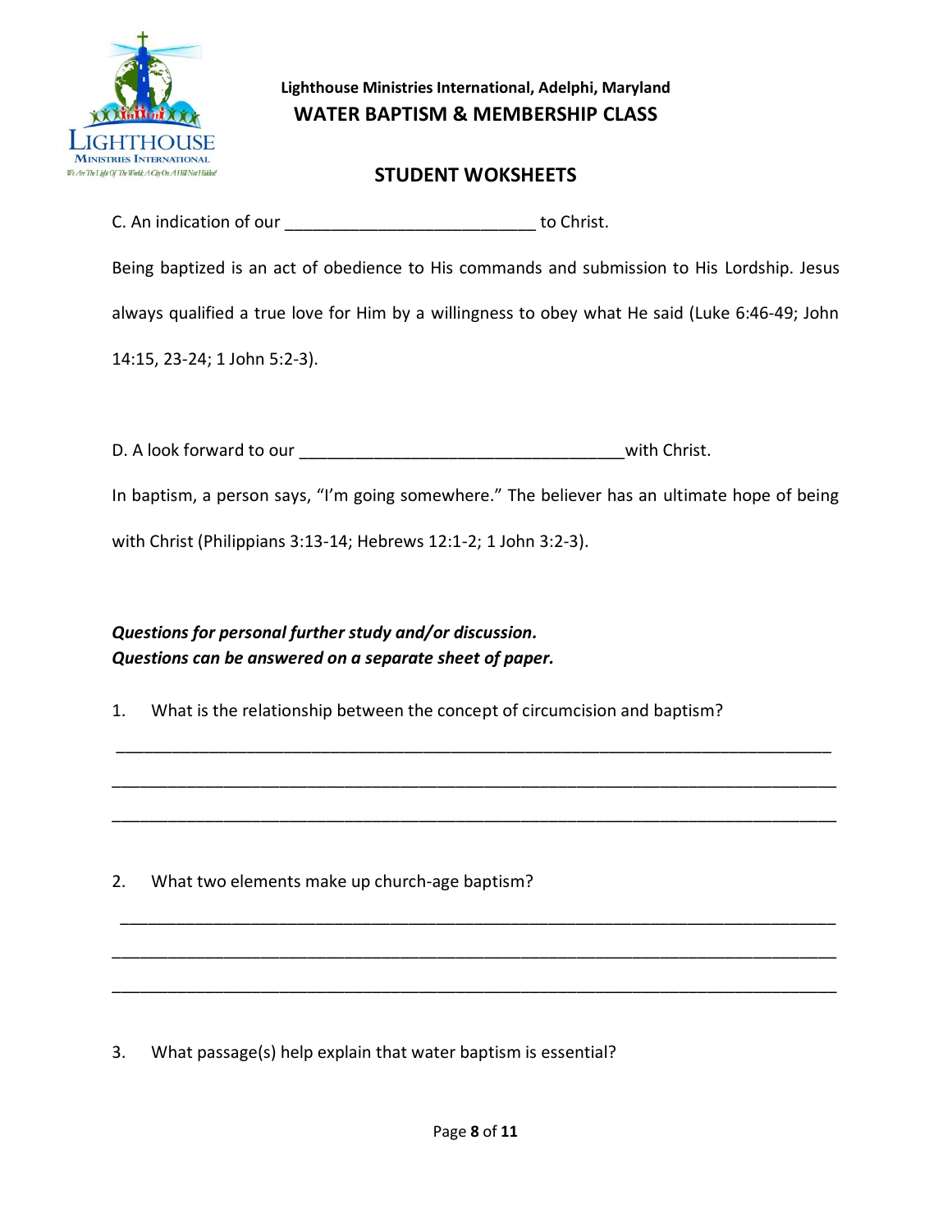C. An indication of our ___________________________ to Christ.

Being baptized is an act of obedience to His commands and submission to His Lordship. Jesus always qualified a true love for Him by a willingness to obey what He said (Luke 6:46-49; John 14:15, 23-24; 1 John 5:2-3).

D. A look forward to our ___________________________________with Christ.

In baptism, a person says, "I'm going somewhere." The believer has an ultimate hope of being with Christ (Philippians 3:13-14; Hebrews 12:1-2; 1 John 3:2-3).

***Questions for personal further study and/or discussion.***
***Questions can be answered on a separate sheet of paper.***

1. What is the relationship between the concept of circumcision and baptism?

_____________________________________________________________________________

_____________________________________________________________________________

_____________________________________________________________________________

2. What two elements make up church-age baptism?

_____________________________________________________________________________

_____________________________________________________________________________

_____________________________________________________________________________

3. What passage(s) help explain that water baptism is essential?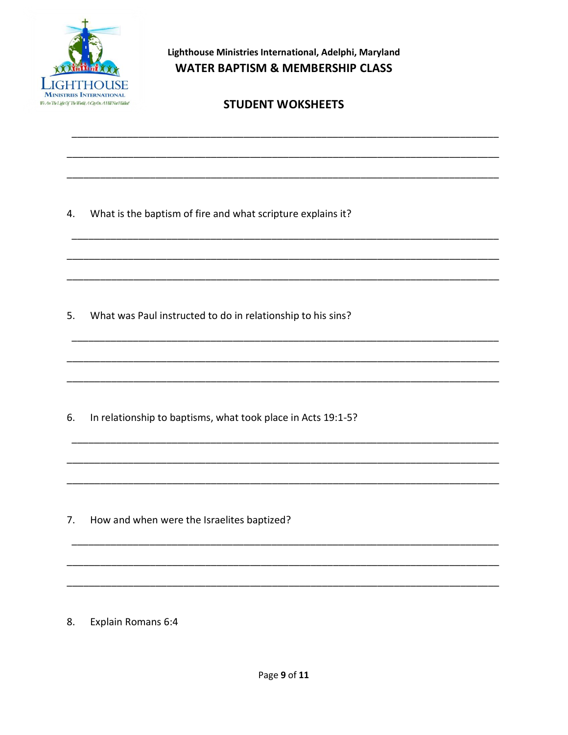4. What is the baptism of fire and what scripture explains it?

___________________________________________________________________________

___________________________________________________________________________

___________________________________________________________________________

5. What was Paul instructed to do in relationship to his sins?

___________________________________________________________________________

___________________________________________________________________________

___________________________________________________________________________

6. In relationship to baptisms, what took place in Acts 19:1-5?

___________________________________________________________________________

___________________________________________________________________________

___________________________________________________________________________

7. How and when were the Israelites baptized?

___________________________________________________________________________

___________________________________________________________________________

___________________________________________________________________________

8. Explain Romans 6:4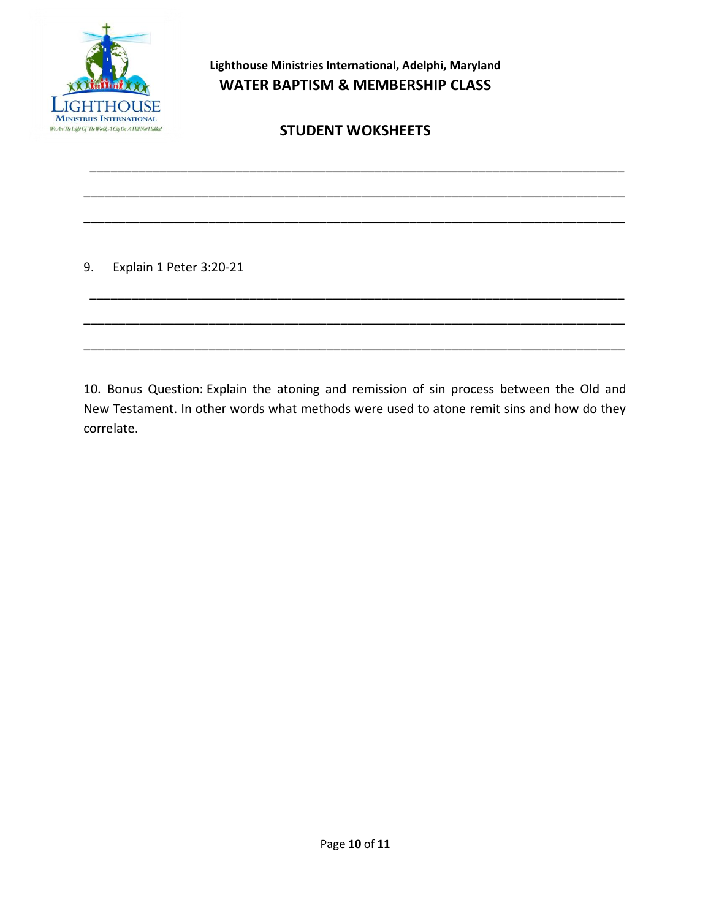______________________________________________________________________________

______________________________________________________________________________

______________________________________________________________________________

9. Explain 1 Peter 3:20-21

______________________________________________________________________________

______________________________________________________________________________

______________________________________________________________________________

10. Bonus Question: Explain the atoning and remission of sin process between the Old and New Testament. In other words what methods were used to atone remit sins and how do they correlate.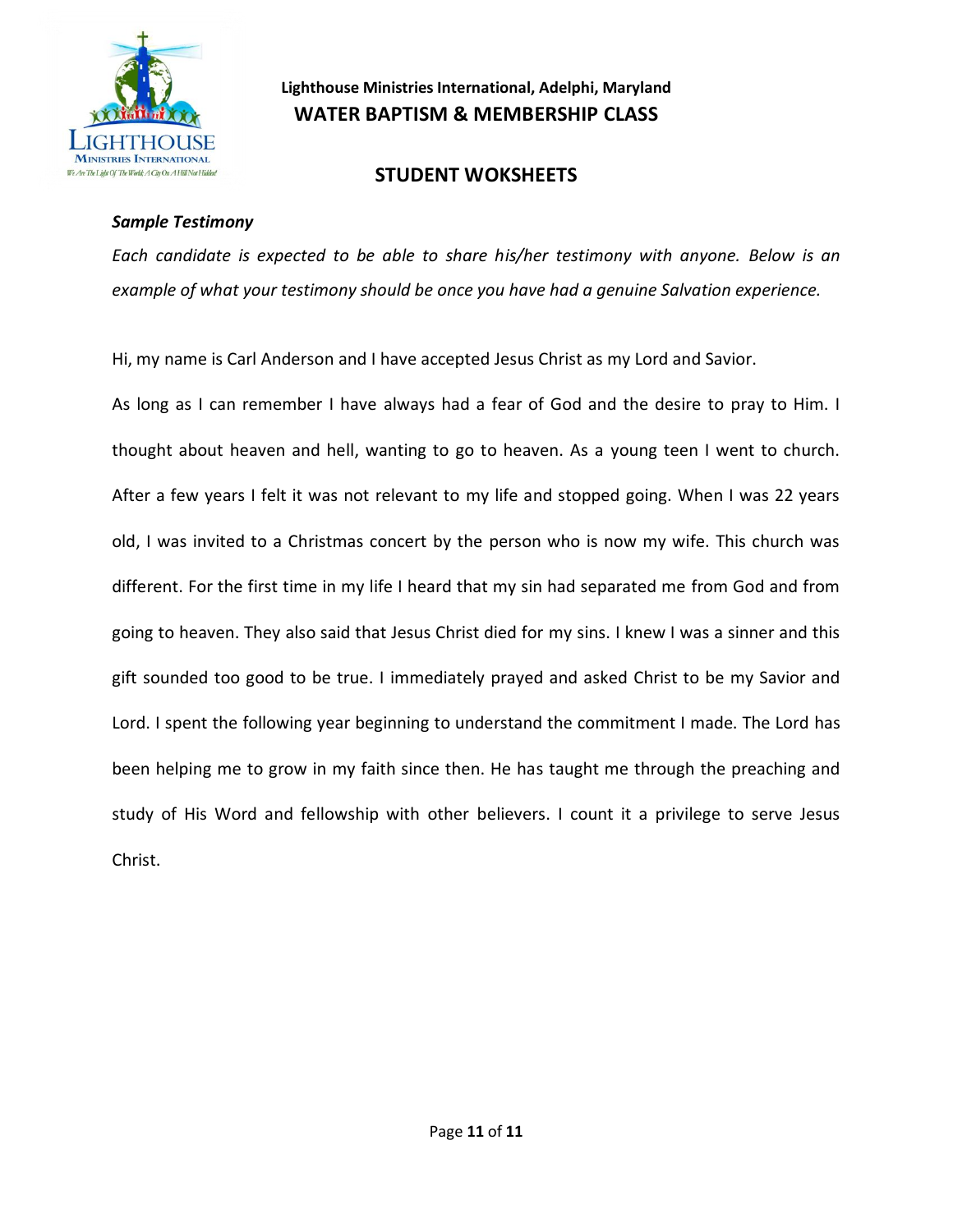**Lighthouse Ministries International, Adelphi, Maryland**

**WATER BAPTISM & MEMBERSHIP CLASS**

## STUDENT WOKSHEETS

***Sample Testimony***

*Each candidate is expected to be able to share his/her testimony with anyone. Below is an example of what your testimony should be once you have had a genuine Salvation experience.*

Hi, my name is Carl Anderson and I have accepted Jesus Christ as my Lord and Savior.

As long as I can remember I have always had a fear of God and the desire to pray to Him. I thought about heaven and hell, wanting to go to heaven. As a young teen I went to church. After a few years I felt it was not relevant to my life and stopped going. When I was 22 years old, I was invited to a Christmas concert by the person who is now my wife. This church was different. For the first time in my life I heard that my sin had separated me from God and from going to heaven. They also said that Jesus Christ died for my sins. I knew I was a sinner and this gift sounded too good to be true. I immediately prayed and asked Christ to be my Savior and Lord. I spent the following year beginning to understand the commitment I made. The Lord has been helping me to grow in my faith since then. He has taught me through the preaching and study of His Word and fellowship with other believers. I count it a privilege to serve Jesus Christ.